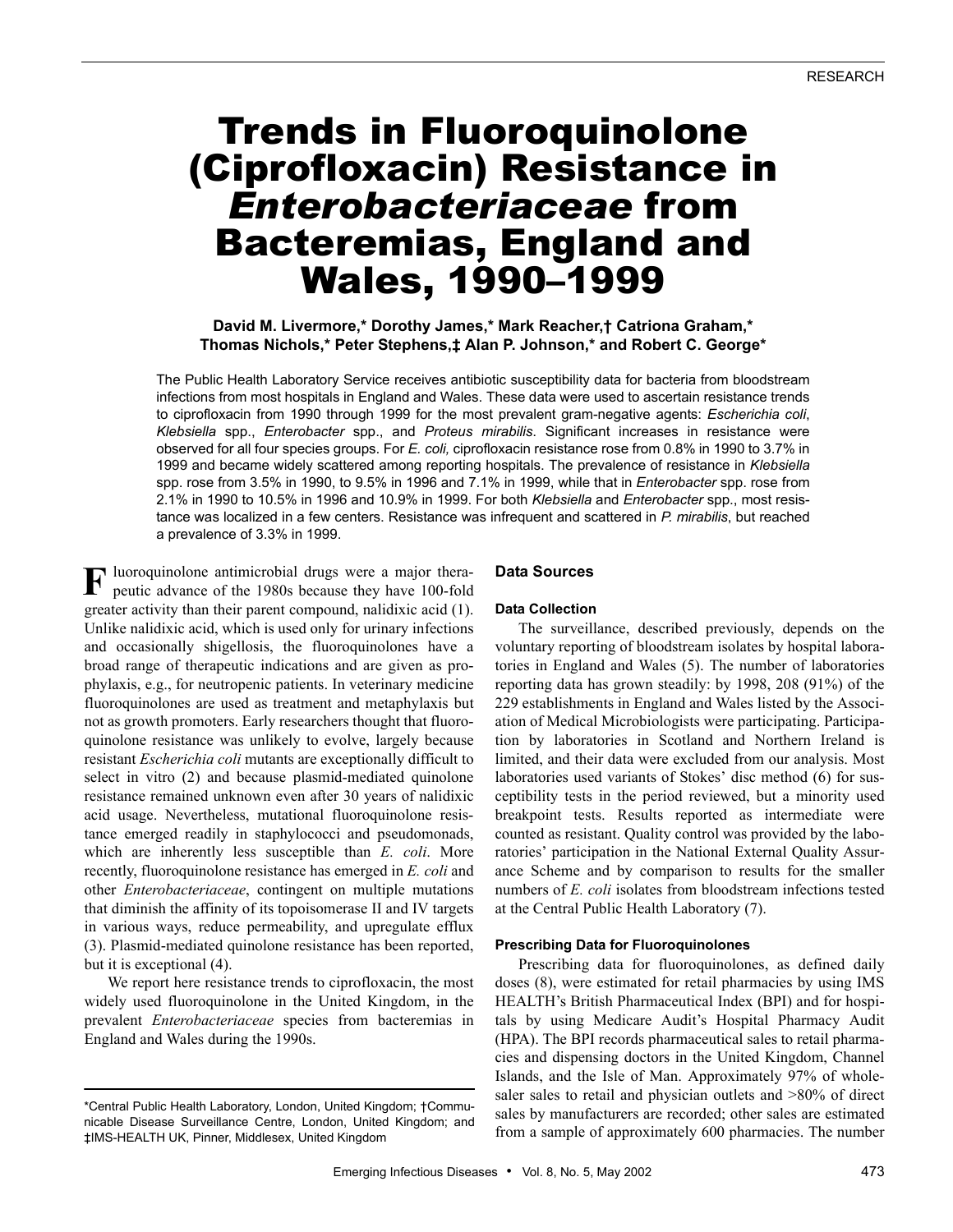RESEARCH

# Trends in Fluoroquinolone (Ciprofloxacin) Resistance in *Enterobacteriaceae* from Bacteremias, England and Wales, 1990–1999

**David M. Livermore,\* Dorothy James,\* Mark Reacher,† Catriona Graham,\* Thomas Nichols,\* Peter Stephens,‡ Alan P. Johnson,\* and Robert C. George\***

The Public Health Laboratory Service receives antibiotic susceptibility data for bacteria from bloodstream infections from most hospitals in England and Wales. These data were used to ascertain resistance trends to ciprofloxacin from 1990 through 1999 for the most prevalent gram-negative agents: *Escherichia coli*, *Klebsiella* spp., *Enterobacter* spp., and *Proteus mirabilis*. Significant increases in resistance were observed for all four species groups. For *E. coli*, ciprofloxacin resistance rose from 0.8% in 1990 to 3.7% in 1999 and became widely scattered among reporting hospitals. The prevalence of resistance in *Klebsiella* spp. rose from 3.5% in 1990, to 9.5% in 1996 and 7.1% in 1999, while that in *Enterobacter* spp. rose from 2.1% in 1990 to 10.5% in 1996 and 10.9% in 1999. For both *Klebsiella* and *Enterobacter* spp., most resistance was localized in a few centers. Resistance was infrequent and scattered in *P. mirabilis*, but reached a prevalence of 3.3% in 1999.

Fluoroquinolone antimicrobial drugs were a major therapeutic advance of the 1980s because they have 100-fold greater activity than their parent compound, nalidixic acid (1). Unlike nalidixic acid, which is used only for urinary infections and occasionally shigellosis, the fluoroquinolones have a broad range of therapeutic indications and are given as prophylaxis, e.g., for neutropenic patients. In veterinary medicine fluoroquinolones are used as treatment and metaphylaxis but not as growth promoters. Early researchers thought that fluoroquinolone resistance was unlikely to evolve, largely because resistant *Escherichia coli* mutants are exceptionally difficult to select in vitro (2) and because plasmid-mediated quinolone resistance remained unknown even after 30 years of nalidixic acid usage. Nevertheless, mutational fluoroquinolone resistance emerged readily in staphylococci and pseudomonads, which are inherently less susceptible than *E. coli*. More recently, fluoroquinolone resistance has emerged in *E. coli* and other *Enterobacteriaceae*, contingent on multiple mutations that diminish the affinity of its topoisomerase II and IV targets in various ways, reduce permeability, and upregulate efflux (3). Plasmid-mediated quinolone resistance has been reported, but it is exceptional (4).

We report here resistance trends to ciprofloxacin, the most widely used fluoroquinolone in the United Kingdom, in the prevalent *Enterobacteriaceae* species from bacteremias in England and Wales during the 1990s.

\*Central Public Health Laboratory, London, United Kingdom; †Communicable Disease Surveillance Centre, London, United Kingdom; and ‡IMS-HEALTH UK, Pinner, Middlesex, United Kingdom

## Data Sources

### Data Collection

The surveillance, described previously, depends on the voluntary reporting of bloodstream isolates by hospital laboratories in England and Wales (5). The number of laboratories reporting data has grown steadily: by 1998, 208 (91%) of the 229 establishments in England and Wales listed by the Association of Medical Microbiologists were participating. Participation by laboratories in Scotland and Northern Ireland is limited, and their data were excluded from our analysis. Most laboratories used variants of Stokes' disc method (6) for susceptibility tests in the period reviewed, but a minority used breakpoint tests. Results reported as intermediate were counted as resistant. Quality control was provided by the laboratories' participation in the National External Quality Assurance Scheme and by comparison to results for the smaller numbers of *E. coli* isolates from bloodstream infections tested at the Central Public Health Laboratory (7).

### Prescribing Data for Fluoroquinolones

Prescribing data for fluoroquinolones, as defined daily doses (8), were estimated for retail pharmacies by using IMS HEALTH's British Pharmaceutical Index (BPI) and for hospitals by using Medicare Audit's Hospital Pharmacy Audit (HPA). The BPI records pharmaceutical sales to retail pharmacies and dispensing doctors in the United Kingdom, Channel Islands, and the Isle of Man. Approximately 97% of wholesaler sales to retail and physician outlets and >80% of direct sales by manufacturers are recorded; other sales are estimated from a sample of approximately 600 pharmacies. The number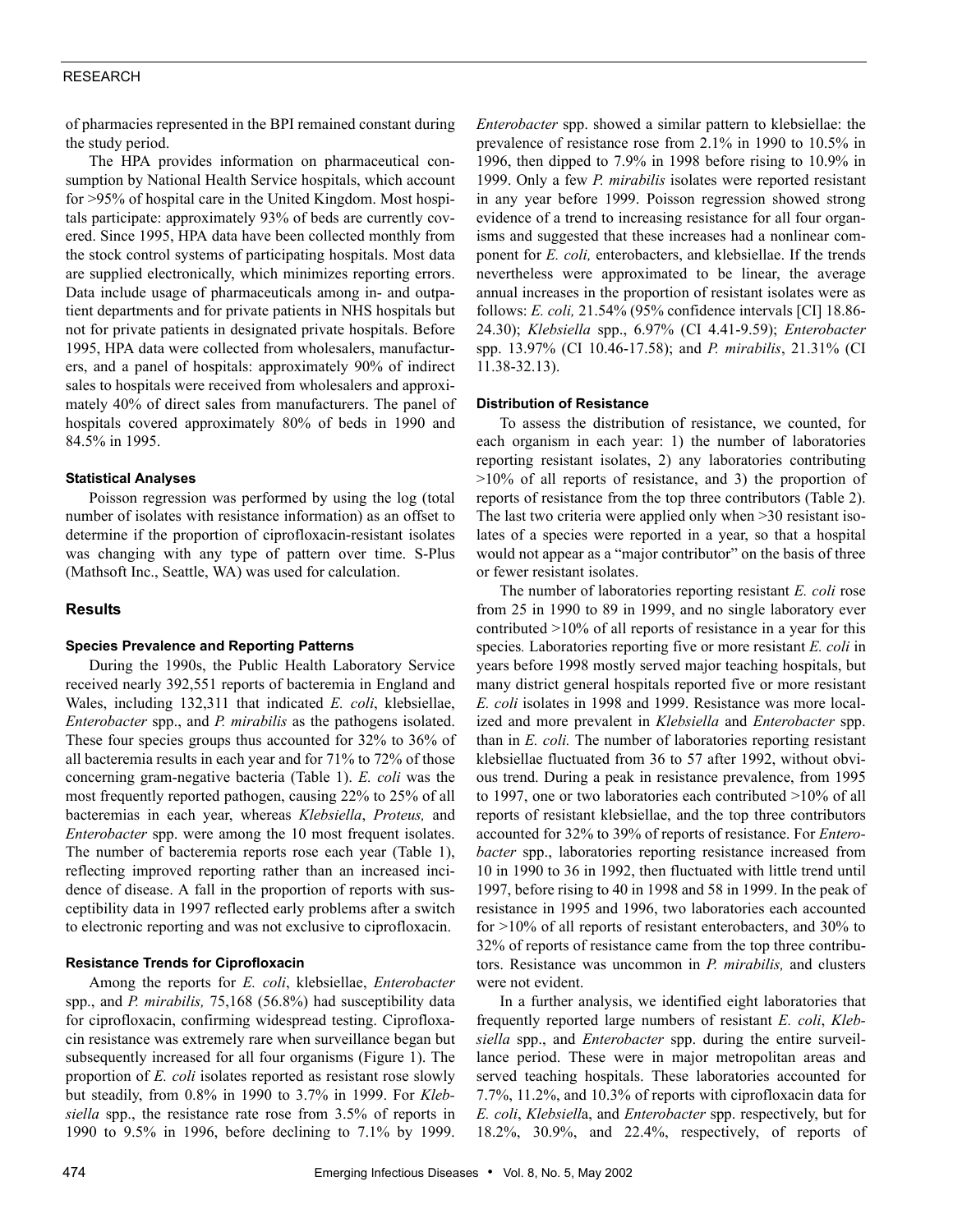of pharmacies represented in the BPI remained constant during the study period.

The HPA provides information on pharmaceutical consumption by National Health Service hospitals, which account for >95% of hospital care in the United Kingdom. Most hospitals participate: approximately 93% of beds are currently covered. Since 1995, HPA data have been collected monthly from the stock control systems of participating hospitals. Most data are supplied electronically, which minimizes reporting errors. Data include usage of pharmaceuticals among in- and outpatient departments and for private patients in NHS hospitals but not for private patients in designated private hospitals. Before 1995, HPA data were collected from wholesalers, manufacturers, and a panel of hospitals: approximately 90% of indirect sales to hospitals were received from wholesalers and approximately 40% of direct sales from manufacturers. The panel of hospitals covered approximately 80% of beds in 1990 and 84.5% in 1995.

#### Statistical Analyses

Poisson regression was performed by using the log (total number of isolates with resistance information) as an offset to determine if the proportion of ciprofloxacin-resistant isolates was changing with any type of pattern over time. S-Plus (Mathsoft Inc., Seattle, WA) was used for calculation.

### Results

#### Species Prevalence and Reporting Patterns

During the 1990s, the Public Health Laboratory Service received nearly 392,551 reports of bacteremia in England and Wales, including 132,311 that indicated *E. coli*, klebsiellae, *Enterobacter* spp., and *P. mirabilis* as the pathogens isolated. These four species groups thus accounted for 32% to 36% of all bacteremia results in each year and for 71% to 72% of those concerning gram-negative bacteria (Table 1). *E. coli* was the most frequently reported pathogen, causing 22% to 25% of all bacteremias in each year, whereas *Klebsiella*, *Proteus,* and *Enterobacter* spp. were among the 10 most frequent isolates. The number of bacteremia reports rose each year (Table 1), reflecting improved reporting rather than an increased incidence of disease. A fall in the proportion of reports with susceptibility data in 1997 reflected early problems after a switch to electronic reporting and was not exclusive to ciprofloxacin.

#### Resistance Trends for Ciprofloxacin

Among the reports for *E. coli*, klebsiellae, *Enterobacter* spp., and *P. mirabilis,* 75,168 (56.8%) had susceptibility data for ciprofloxacin, confirming widespread testing. Ciprofloxacin resistance was extremely rare when surveillance began but subsequently increased for all four organisms (Figure 1). The proportion of *E. coli* isolates reported as resistant rose slowly but steadily, from 0.8% in 1990 to 3.7% in 1999. For *Klebsiella* spp., the resistance rate rose from 3.5% of reports in 1990 to 9.5% in 1996, before declining to 7.1% by 1999. *Enterobacter* spp. showed a similar pattern to klebsiellae: the prevalence of resistance rose from 2.1% in 1990 to 10.5% in 1996, then dipped to 7.9% in 1998 before rising to 10.9% in 1999. Only a few *P. mirabilis* isolates were reported resistant in any year before 1999. Poisson regression showed strong evidence of a trend to increasing resistance for all four organisms and suggested that these increases had a nonlinear component for *E. coli,* enterobacters, and klebsiellae. If the trends nevertheless were approximated to be linear, the average annual increases in the proportion of resistant isolates were as follows: *E. coli,* 21.54% (95% confidence intervals [CI] 18.86-24.30); *Klebsiella* spp., 6.97% (CI 4.41-9.59); *Enterobacter* spp. 13.97% (CI 10.46-17.58); and *P. mirabilis*, 21.31% (CI 11.38-32.13).

#### Distribution of Resistance

To assess the distribution of resistance, we counted, for each organism in each year: 1) the number of laboratories reporting resistant isolates, 2) any laboratories contributing >10% of all reports of resistance, and 3) the proportion of reports of resistance from the top three contributors (Table 2). The last two criteria were applied only when >30 resistant isolates of a species were reported in a year, so that a hospital would not appear as a "major contributor" on the basis of three or fewer resistant isolates.

The number of laboratories reporting resistant *E. coli* rose from 25 in 1990 to 89 in 1999, and no single laboratory ever contributed >10% of all reports of resistance in a year for this species*.* Laboratories reporting five or more resistant *E. coli* in years before 1998 mostly served major teaching hospitals, but many district general hospitals reported five or more resistant *E. coli* isolates in 1998 and 1999. Resistance was more localized and more prevalent in *Klebsiella* and *Enterobacter* spp. than in *E. coli.* The number of laboratories reporting resistant klebsiellae fluctuated from 36 to 57 after 1992, without obvious trend. During a peak in resistance prevalence, from 1995 to 1997, one or two laboratories each contributed >10% of all reports of resistant klebsiellae, and the top three contributors accounted for 32% to 39% of reports of resistance. For *Enterobacter* spp., laboratories reporting resistance increased from 10 in 1990 to 36 in 1992, then fluctuated with little trend until 1997, before rising to 40 in 1998 and 58 in 1999. In the peak of resistance in 1995 and 1996, two laboratories each accounted for >10% of all reports of resistant enterobacters, and 30% to 32% of reports of resistance came from the top three contributors. Resistance was uncommon in *P. mirabilis,* and clusters were not evident.

In a further analysis, we identified eight laboratories that frequently reported large numbers of resistant *E. coli*, *Klebsiella* spp., and *Enterobacter* spp. during the entire surveillance period. These were in major metropolitan areas and served teaching hospitals. These laboratories accounted for 7.7%, 11.2%, and 10.3% of reports with ciprofloxacin data for *E. coli*, *Klebsiell*a, and *Enterobacter* spp. respectively, but for 18.2%, 30.9%, and 22.4%, respectively, of reports of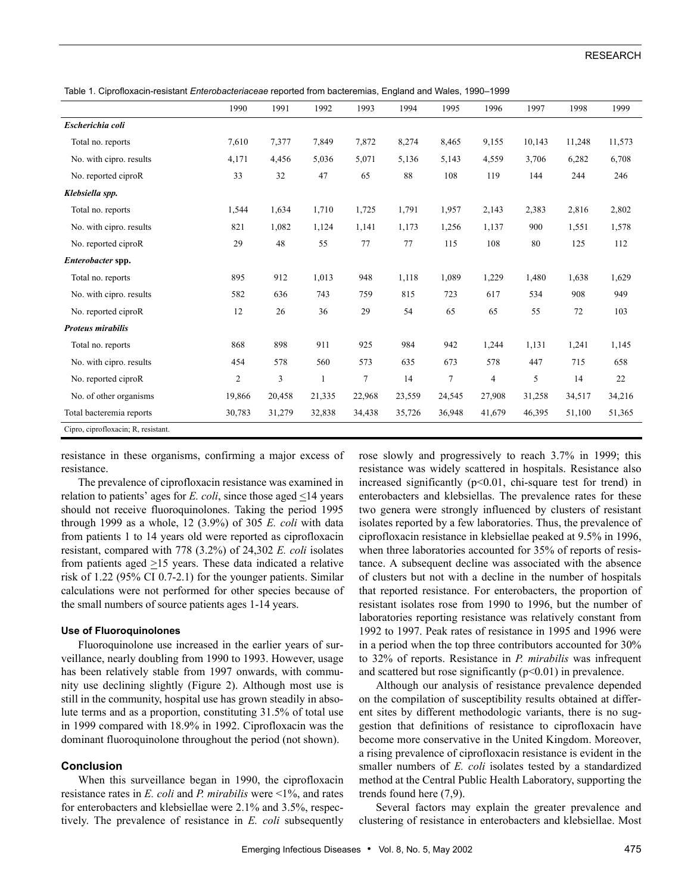Table 1. Ciprofloxacin-resistant *Enterobacteriaceae* reported from bacteremias, England and Wales, 1990–1999

| | 1990 | 1991 | 1992 | 1993 | 1994 | 1995 | 1996 | 1997 | 1998 | 1999 |
|---|---|---|---|---|---|---|---|---|---|---|
| ***Escherichia coli*** | | | | | | | | | | |
| Total no. reports | 7,610 | 7,377 | 7,849 | 7,872 | 8,274 | 8,465 | 9,155 | 10,143 | 11,248 | 11,573 |
| No. with cipro. results | 4,171 | 4,456 | 5,036 | 5,071 | 5,136 | 5,143 | 4,559 | 3,706 | 6,282 | 6,708 |
| No. reported ciproR | 33 | 32 | 47 | 65 | 88 | 108 | 119 | 144 | 244 | 246 |
| ***Klebsiella spp.*** | | | | | | | | | | |
| Total no. reports | 1,544 | 1,634 | 1,710 | 1,725 | 1,791 | 1,957 | 2,143 | 2,383 | 2,816 | 2,802 |
| No. with cipro. results | 821 | 1,082 | 1,124 | 1,141 | 1,173 | 1,256 | 1,137 | 900 | 1,551 | 1,578 |
| No. reported ciproR | 29 | 48 | 55 | 77 | 77 | 115 | 108 | 80 | 125 | 112 |
| ***Enterobacter* spp.** | | | | | | | | | | |
| Total no. reports | 895 | 912 | 1,013 | 948 | 1,118 | 1,089 | 1,229 | 1,480 | 1,638 | 1,629 |
| No. with cipro. results | 582 | 636 | 743 | 759 | 815 | 723 | 617 | 534 | 908 | 949 |
| No. reported ciproR | 12 | 26 | 36 | 29 | 54 | 65 | 65 | 55 | 72 | 103 |
| ***Proteus mirabilis*** | | | | | | | | | | |
| Total no. reports | 868 | 898 | 911 | 925 | 984 | 942 | 1,244 | 1,131 | 1,241 | 1,145 |
| No. with cipro. results | 454 | 578 | 560 | 573 | 635 | 673 | 578 | 447 | 715 | 658 |
| No. reported ciproR | 2 | 3 | 1 | 7 | 14 | 7 | 4 | 5 | 14 | 22 |
| No. of other organisms | 19,866 | 20,458 | 21,335 | 22,968 | 23,559 | 24,545 | 27,908 | 31,258 | 34,517 | 34,216 |
| Total bacteremia reports | 30,783 | 31,279 | 32,838 | 34,438 | 35,726 | 36,948 | 41,679 | 46,395 | 51,100 | 51,365 |

Cipro, ciprofloxacin; R, resistant.

resistance in these organisms, confirming a major excess of resistance.

The prevalence of ciprofloxacin resistance was examined in relation to patients' ages for *E. coli*, since those aged ≤14 years should not receive fluoroquinolones. Taking the period 1995 through 1999 as a whole, 12 (3.9%) of 305 *E. coli* with data from patients 1 to 14 years old were reported as ciprofloxacin resistant, compared with 778 (3.2%) of 24,302 *E. coli* isolates from patients aged ≥15 years. These data indicated a relative risk of 1.22 (95% CI 0.7-2.1) for the younger patients. Similar calculations were not performed for other species because of the small numbers of source patients ages 1-14 years.

#### Use of Fluoroquinolones

Fluoroquinolone use increased in the earlier years of surveillance, nearly doubling from 1990 to 1993. However, usage has been relatively stable from 1997 onwards, with community use declining slightly (Figure 2). Although most use is still in the community, hospital use has grown steadily in absolute terms and as a proportion, constituting 31.5% of total use in 1999 compared with 18.9% in 1992. Ciprofloxacin was the dominant fluoroquinolone throughout the period (not shown).

### Conclusion

When this surveillance began in 1990, the ciprofloxacin resistance rates in *E. coli* and *P. mirabilis* were <1%, and rates for enterobacters and klebsiellae were 2.1% and 3.5%, respectively. The prevalence of resistance in *E. coli* subsequently rose slowly and progressively to reach 3.7% in 1999; this resistance was widely scattered in hospitals. Resistance also increased significantly ($p<0.01$, chi-square test for trend) in enterobacters and klebsiellas. The prevalence rates for these two genera were strongly influenced by clusters of resistant isolates reported by a few laboratories. Thus, the prevalence of ciprofloxacin resistance in klebsiellae peaked at 9.5% in 1996, when three laboratories accounted for 35% of reports of resistance. A subsequent decline was associated with the absence of clusters but not with a decline in the number of hospitals that reported resistance. For enterobacters, the proportion of resistant isolates rose from 1990 to 1996, but the number of laboratories reporting resistance was relatively constant from 1992 to 1997. Peak rates of resistance in 1995 and 1996 were in a period when the top three contributors accounted for 30% to 32% of reports. Resistance in *P. mirabilis* was infrequent and scattered but rose significantly ($p<0.01$) in prevalence.

Although our analysis of resistance prevalence depended on the compilation of susceptibility results obtained at different sites by different methodologic variants, there is no suggestion that definitions of resistance to ciprofloxacin have become more conservative in the United Kingdom. Moreover, a rising prevalence of ciprofloxacin resistance is evident in the smaller numbers of *E. coli* isolates tested by a standardized method at the Central Public Health Laboratory, supporting the trends found here (7,9).

Several factors may explain the greater prevalence and clustering of resistance in enterobacters and klebsiellae. Most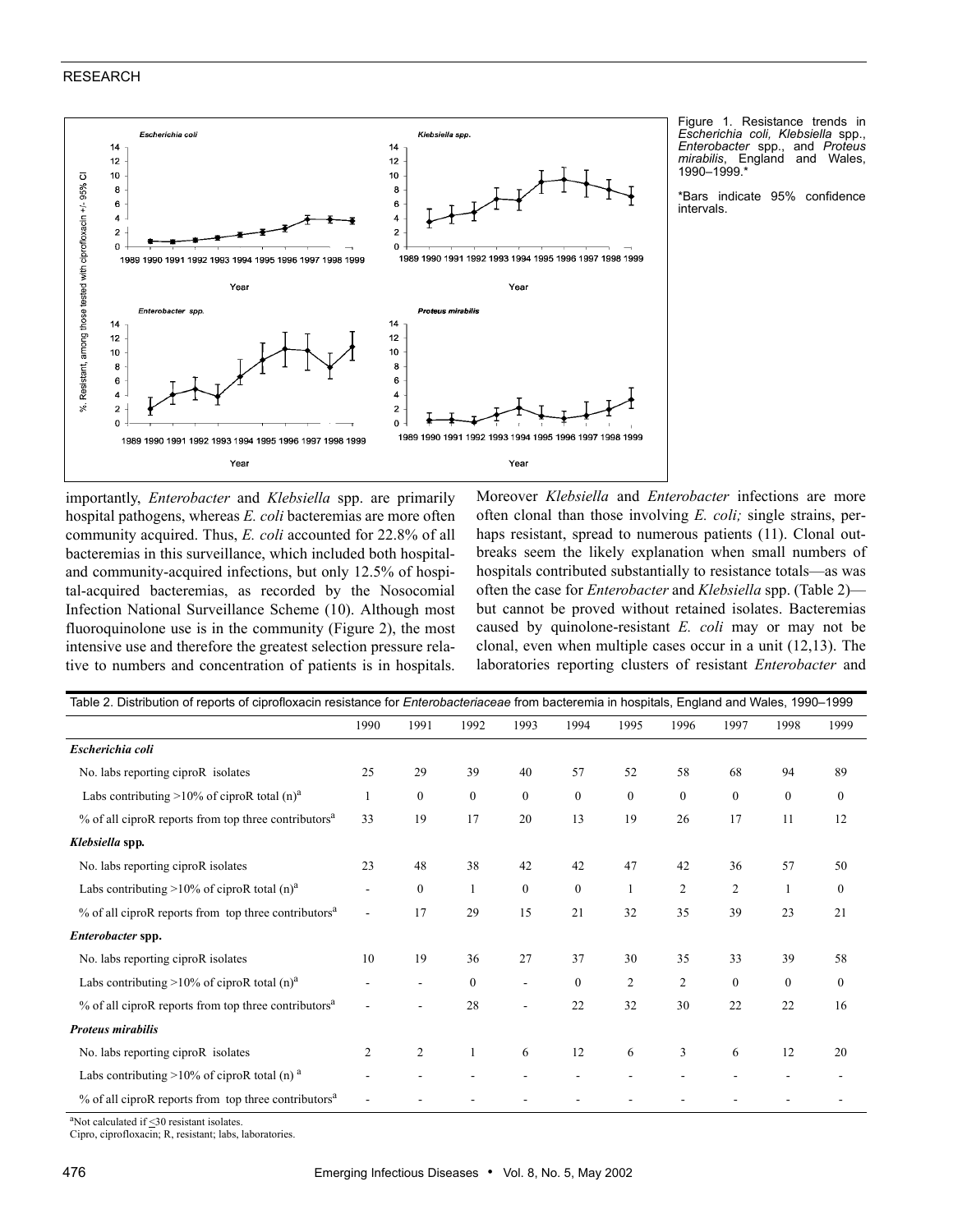Figure 1. Resistance trends in *Escherichia coli, Klebsiella* spp., *Enterobacter* spp., and *Proteus mirabilis*, England and Wales, 1990–1999.*

*Bars indicate 95% confidence intervals.

importantly, *Enterobacter* and *Klebsiella* spp. are primarily hospital pathogens, whereas *E. coli* bacteremias are more often community acquired. Thus, *E. coli* accounted for 22.8% of all bacteremias in this surveillance, which included both hospital- and community-acquired infections, but only 12.5% of hospital-acquired bacteremias, as recorded by the Nosocomial Infection National Surveillance Scheme (10). Although most fluoroquinolone use is in the community (Figure 2), the most intensive use and therefore the greatest selection pressure relative to numbers and concentration of patients is in hospitals. Moreover *Klebsiella* and *Enterobacter* infections are more often clonal than those involving *E. coli;* single strains, perhaps resistant, spread to numerous patients (11). Clonal outbreaks seem the likely explanation when small numbers of hospitals contributed substantially to resistance totals—as was often the case for *Enterobacter* and *Klebsiella* spp. (Table 2)—but cannot be proved without retained isolates. Bacteremias caused by quinolone-resistant *E. coli* may or may not be clonal, even when multiple cases occur in a unit (12,13). The laboratories reporting clusters of resistant *Enterobacter* and

Table 2. Distribution of reports of ciprofloxacin resistance for *Enterobacteriaceae* from bacteremia in hospitals, England and Wales, 1990–1999

| | 1990 | 1991 | 1992 | 1993 | 1994 | 1995 | 1996 | 1997 | 1998 | 1999 |
|---|---|---|---|---|---|---|---|---|---|---|
| ***Escherichia coli*** | | | | | | | | | | |
| No. labs reporting ciproR isolates | 25 | 29 | 39 | 40 | 57 | 52 | 58 | 68 | 94 | 89 |
| Labs contributing >10% of ciproR total (n)[a] | 1 | 0 | 0 | 0 | 0 | 0 | 0 | 0 | 0 | 0 |
| % of all ciproR reports from top three contributors[a] | 33 | 19 | 17 | 20 | 13 | 19 | 26 | 17 | 11 | 12 |
| ***Klebsiella* spp.** | | | | | | | | | | |
| No. labs reporting ciproR isolates | 23 | 48 | 38 | 42 | 42 | 47 | 42 | 36 | 57 | 50 |
| Labs contributing >10% of ciproR total (n)[a] | - | 0 | 1 | 0 | 0 | 1 | 2 | 2 | 1 | 0 |
| % of all ciproR reports from top three contributors[a] | - | 17 | 29 | 15 | 21 | 32 | 35 | 39 | 23 | 21 |
| ***Enterobacter* spp.** | | | | | | | | | | |
| No. labs reporting ciproR isolates | 10 | 19 | 36 | 27 | 37 | 30 | 35 | 33 | 39 | 58 |
| Labs contributing >10% of ciproR total (n)[a] | - | - | 0 | - | 0 | 2 | 2 | 0 | 0 | 0 |
| % of all ciproR reports from top three contributors[a] | - | - | 28 | - | 22 | 32 | 30 | 22 | 22 | 16 |
| ***Proteus mirabilis*** | | | | | | | | | | |
| No. labs reporting ciproR isolates | 2 | 2 | 1 | 6 | 12 | 6 | 3 | 6 | 12 | 20 |
| Labs contributing >10% of ciproR total (n)[a] | - | - | - | - | - | - | - | - | - | - |
| % of all ciproR reports from top three contributors[a] | - | - | - | - | - | - | - | - | - | - |

[a]Not calculated if ≤30 resistant isolates.
Cipro, ciprofloxacin; R, resistant; labs, laboratories.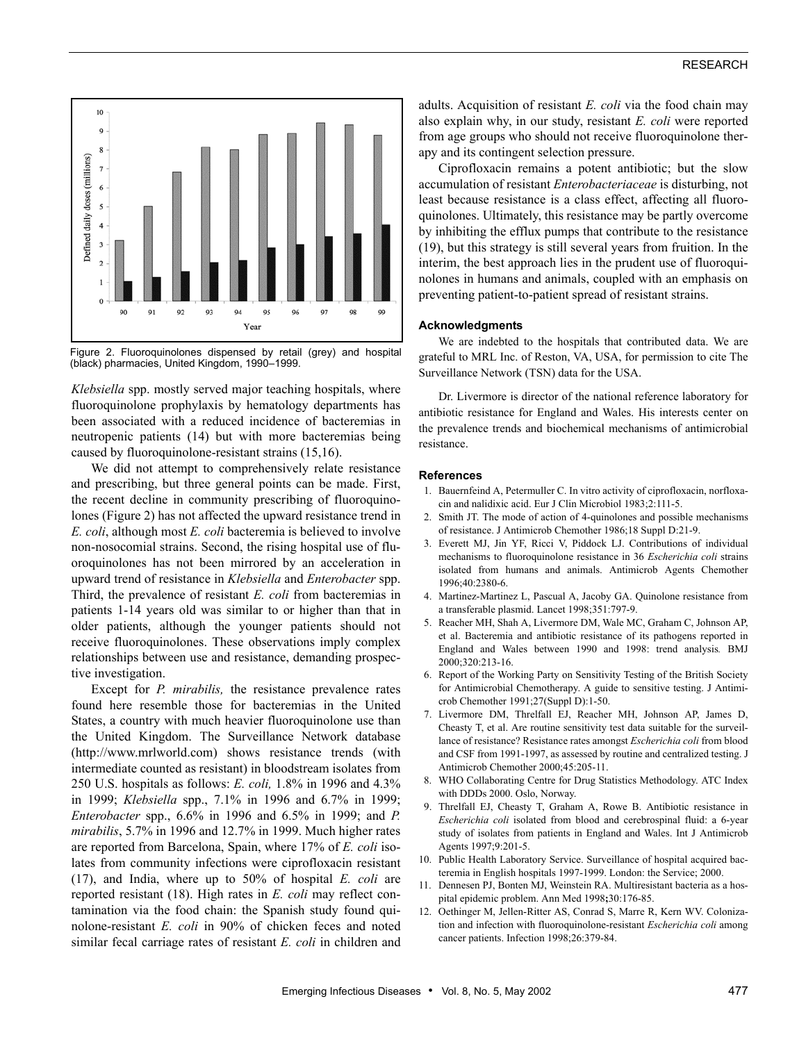Figure 2. Fluoroquinolones dispensed by retail (grey) and hospital (black) pharmacies, United Kingdom, 1990–1999.

*Klebsiella* spp. mostly served major teaching hospitals, where fluoroquinolone prophylaxis by hematology departments has been associated with a reduced incidence of bacteremias in neutropenic patients (14) but with more bacteremias being caused by fluoroquinolone-resistant strains (15,16).

We did not attempt to comprehensively relate resistance and prescribing, but three general points can be made. First, the recent decline in community prescribing of fluoroquinolones (Figure 2) has not affected the upward resistance trend in *E. coli*, although most *E. coli* bacteremia is believed to involve non-nosocomial strains. Second, the rising hospital use of fluoroquinolones has not been mirrored by an acceleration in upward trend of resistance in *Klebsiella* and *Enterobacter* spp. Third, the prevalence of resistant *E. coli* from bacteremias in patients 1-14 years old was similar to or higher than that in older patients, although the younger patients should not receive fluoroquinolones. These observations imply complex relationships between use and resistance, demanding prospective investigation.

Except for *P. mirabilis,* the resistance prevalence rates found here resemble those for bacteremias in the United States, a country with much heavier fluoroquinolone use than the United Kingdom. The Surveillance Network database (http://www.mrlworld.com) shows resistance trends (with intermediate counted as resistant) in bloodstream isolates from 250 U.S. hospitals as follows: *E. coli,* 1.8% in 1996 and 4.3% in 1999; *Klebsiella* spp., 7.1% in 1996 and 6.7% in 1999; *Enterobacter* spp., 6.6% in 1996 and 6.5% in 1999; and *P. mirabilis*, 5.7% in 1996 and 12.7% in 1999. Much higher rates are reported from Barcelona, Spain, where 17% of *E. coli* isolates from community infections were ciprofloxacin resistant (17), and India, where up to 50% of hospital *E. coli* are reported resistant (18). High rates in *E. coli* may reflect contamination via the food chain: the Spanish study found quinolone-resistant *E. coli* in 90% of chicken feces and noted similar fecal carriage rates of resistant *E. coli* in children and adults. Acquisition of resistant *E. coli* via the food chain may also explain why, in our study, resistant *E. coli* were reported from age groups who should not receive fluoroquinolone therapy and its contingent selection pressure.

Ciprofloxacin remains a potent antibiotic; but the slow accumulation of resistant *Enterobacteriaceae* is disturbing, not least because resistance is a class effect, affecting all fluoroquinolones. Ultimately, this resistance may be partly overcome by inhibiting the efflux pumps that contribute to the resistance (19), but this strategy is still several years from fruition. In the interim, the best approach lies in the prudent use of fluoroquinolones in humans and animals, coupled with an emphasis on preventing patient-to-patient spread of resistant strains.

### Acknowledgments

We are indebted to the hospitals that contributed data. We are grateful to MRL Inc. of Reston, VA, USA, for permission to cite The Surveillance Network (TSN) data for the USA.

Dr. Livermore is director of the national reference laboratory for antibiotic resistance for England and Wales. His interests center on the prevalence trends and biochemical mechanisms of antimicrobial resistance.

### References

1. Bauernfeind A, Petermuller C. In vitro activity of ciprofloxacin, norfloxacin and nalidixic acid. Eur J Clin Microbiol 1983;2:111-5.
2. Smith JT. The mode of action of 4-quinolones and possible mechanisms of resistance. J Antimicrob Chemother 1986;18 Suppl D:21-9.
3. Everett MJ, Jin YF, Ricci V, Piddock LJ. Contributions of individual mechanisms to fluoroquinolone resistance in 36 *Escherichia coli* strains isolated from humans and animals. Antimicrob Agents Chemother 1996;40:2380-6.
4. Martinez-Martinez L, Pascual A, Jacoby GA. Quinolone resistance from a transferable plasmid. Lancet 1998;351:797-9.
5. Reacher MH, Shah A, Livermore DM, Wale MC, Graham C, Johnson AP, et al. Bacteremia and antibiotic resistance of its pathogens reported in England and Wales between 1990 and 1998: trend analysis*.* BMJ 2000;320:213-16.
6. Report of the Working Party on Sensitivity Testing of the British Society for Antimicrobial Chemotherapy. A guide to sensitive testing. J Antimicrob Chemother 1991;27(Suppl D):1-50.
7. Livermore DM, Threlfall EJ, Reacher MH, Johnson AP, James D, Cheasty T, et al. Are routine sensitivity test data suitable for the surveillance of resistance? Resistance rates amongst *Escherichia coli* from blood and CSF from 1991-1997, as assessed by routine and centralized testing. J Antimicrob Chemother 2000;45:205-11.
8. WHO Collaborating Centre for Drug Statistics Methodology. ATC Index with DDDs 2000. Oslo, Norway.
9. Threlfall EJ, Cheasty T, Graham A, Rowe B. Antibiotic resistance in *Escherichia coli* isolated from blood and cerebrospinal fluid: a 6-year study of isolates from patients in England and Wales. Int J Antimicrob Agents 1997;9:201-5.
10. Public Health Laboratory Service. Surveillance of hospital acquired bacteremia in English hospitals 1997-1999. London: the Service; 2000.
11. Dennesen PJ, Bonten MJ, Weinstein RA. Multiresistant bacteria as a hospital epidemic problem. Ann Med 1998;30:176-85.
12. Oethinger M, Jellen-Ritter AS, Conrad S, Marre R, Kern WV. Colonization and infection with fluoroquinolone-resistant *Escherichia coli* among cancer patients. Infection 1998;26:379-84.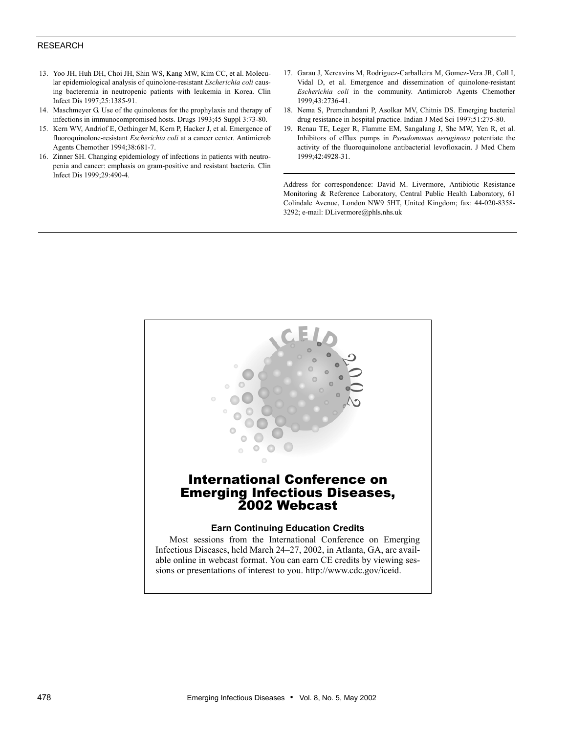13. Yoo JH, Huh DH, Choi JH, Shin WS, Kang MW, Kim CC, et al. Molecular epidemiological analysis of quinolone-resistant *Escherichia coli* causing bacteremia in neutropenic patients with leukemia in Korea. Clin Infect Dis 1997;25:1385-91.
14. Maschmeyer G. Use of the quinolones for the prophylaxis and therapy of infections in immunocompromised hosts. Drugs 1993;45 Suppl 3:73-80.
15. Kern WV, Andriof E, Oethinger M, Kern P, Hacker J, et al. Emergence of fluoroquinolone-resistant *Escherichia coli* at a cancer center. Antimicrob Agents Chemother 1994;38:681-7.
16. Zinner SH. Changing epidemiology of infections in patients with neutropenia and cancer: emphasis on gram-positive and resistant bacteria. Clin Infect Dis 1999;29:490-4.
17. Garau J, Xercavins M, Rodriguez-Carballeira M, Gomez-Vera JR, Coll I, Vidal D, et al. Emergence and dissemination of quinolone-resistant *Escherichia coli* in the community. Antimicrob Agents Chemother 1999;43:2736-41.
18. Nema S, Premchandani P, Asolkar MV, Chitnis DS. Emerging bacterial drug resistance in hospital practice. Indian J Med Sci 1997;51:275-80.
19. Renau TE, Leger R, Flamme EM, Sangalang J, She MW, Yen R, et al. Inhibitors of efflux pumps in *Pseudomonas aeruginosa* potentiate the activity of the fluoroquinolone antibacterial levofloxacin. J Med Chem 1999;42:4928-31.

Address for correspondence: David M. Livermore, Antibiotic Resistance Monitoring & Reference Laboratory, Central Public Health Laboratory, 61 Colindale Avenue, London NW9 5HT, United Kingdom; fax: 44-020-8358-3292; e-mail: DLivermore@phls.nhs.uk

ICEID 2002

## International Conference on Emerging Infectious Diseases, 2002 Webcast

**Earn Continuing Education Credits**

Most sessions from the International Conference on Emerging Infectious Diseases, held March 24–27, 2002, in Atlanta, GA, are available online in webcast format. You can earn CE credits by viewing sessions or presentations of interest to you. http://www.cdc.gov/iceid.